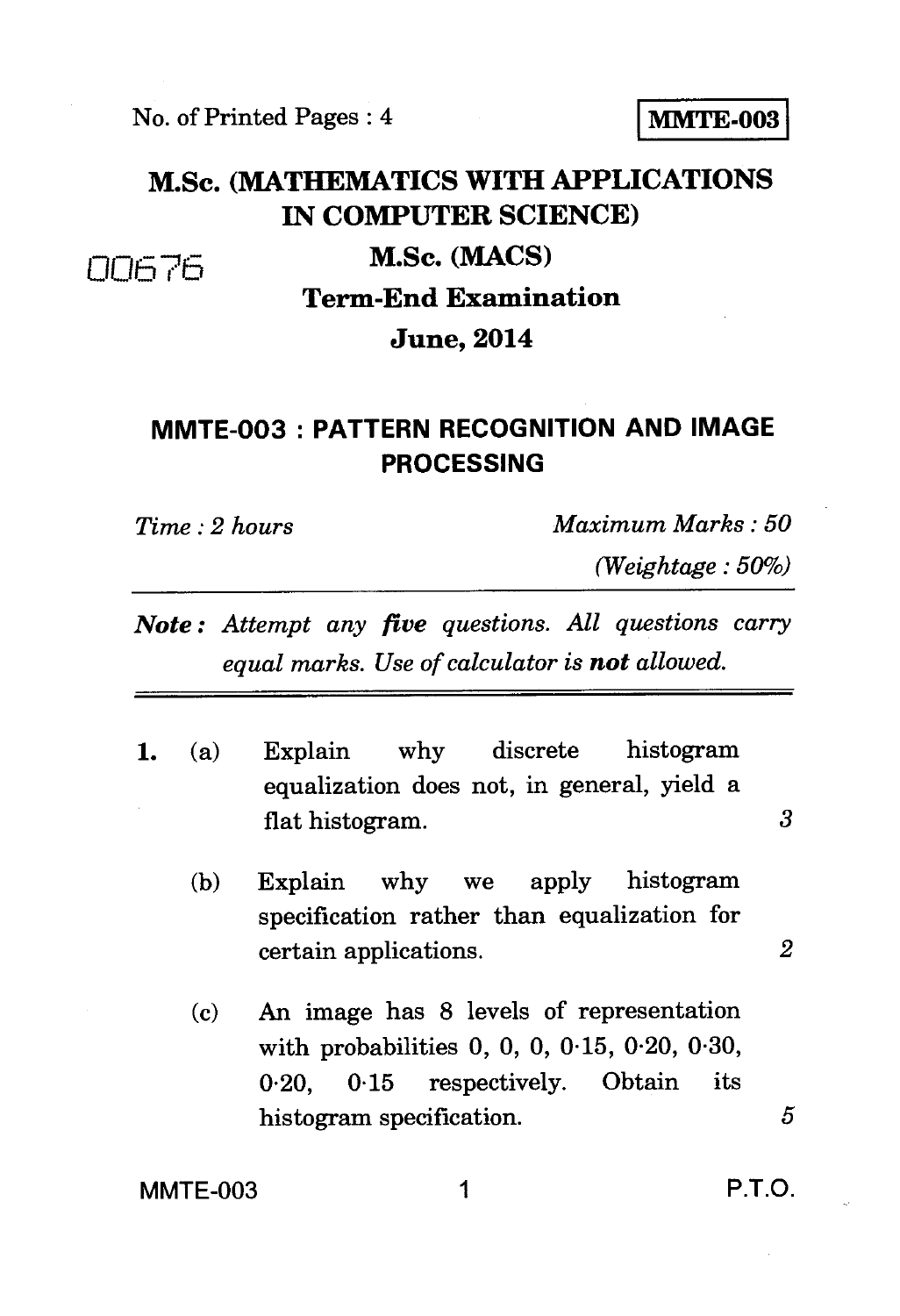No. of Printed Pages : 4

**MMTE-003**

# M.Sc. (MATHEMATICS WITH APPLICATIONS IN COMPUTER SCIENCE)

00676

## M.Sc. (MACS)

## Term-End Examination

## June, 2014

## MMTE-003 : PATTERN RECOGNITION AND IMAGE PROCESSING

*Time : 2 hours* *Maximum Marks : 50*

*(Weightage : 50%)*

***Note :*** *Attempt any* ***five*** *questions. All questions carry equal marks. Use of calculator is* ***not*** *allowed.*

1. (a) Explain why discrete histogram equalization does not, in general, yield a flat histogram. 3

   (b) Explain why we apply histogram specification rather than equalization for certain applications. 2

   (c) An image has 8 levels of representation with probabilities 0, 0, 0, 0·15, 0·20, 0·30, 0·20, 0·15 respectively. Obtain its histogram specification. 5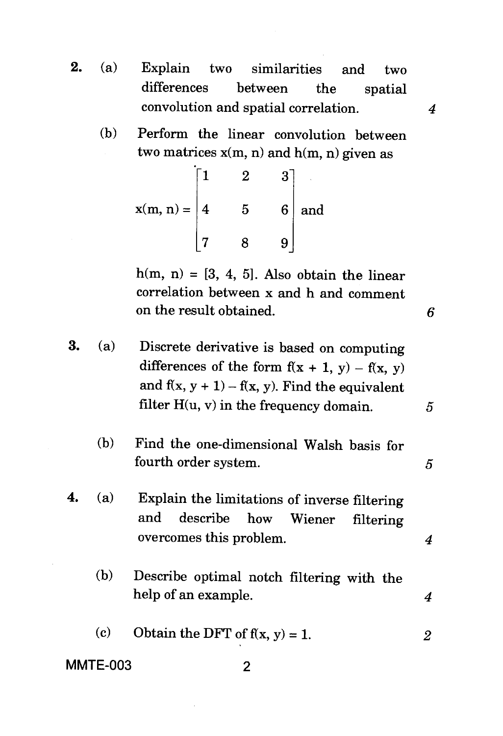2\. (a) Explain two similarities and two differences between the spatial convolution and spatial correlation. 4

(b) Perform the linear convolution between two matrices x(m, n) and h(m, n) given as

$$x(m, n) = \begin{bmatrix} 1 & 2 & 3 \\ 4 & 5 & 6 \\ 7 & 8 & 9 \end{bmatrix} \text{ and}$$

h(m, n) = [3, 4, 5]. Also obtain the linear correlation between x and h and comment on the result obtained. 6

3\. (a) Discrete derivative is based on computing differences of the form $f(x + 1, y) - f(x, y)$ and $f(x, y + 1) - f(x, y)$. Find the equivalent filter H(u, v) in the frequency domain. 5

(b) Find the one-dimensional Walsh basis for fourth order system. 5

4\. (a) Explain the limitations of inverse filtering and describe how Wiener filtering overcomes this problem. 4

(b) Describe optimal notch filtering with the help of an example. 4

(c) Obtain the DFT of $f(x, y) = 1$. 2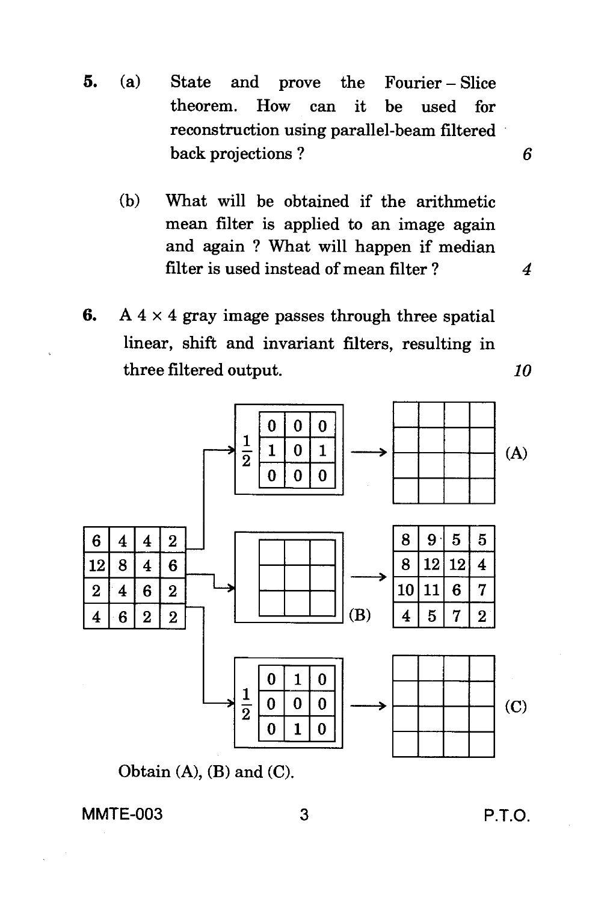5. (a) State and prove the Fourier – Slice theorem. How can it be used for reconstruction using parallel-beam filtered back projections ? *6*

   (b) What will be obtained if the arithmetic mean filter is applied to an image again and again ? What will happen if median filter is used instead of mean filter ? *4*

6. A 4 × 4 gray image passes through three spatial linear, shift and invariant filters, resulting in three filtered output. *10*

Input image:

| | | | |
|---|---|---|---|
| 6 | 4 | 4 | 2 |
| 12 | 8 | 4 | 6 |
| 2 | 4 | 6 | 2 |
| 4 | 6 | 2 | 2 |

Filter for (A): $\frac{1}{2}$ ×

| | | |
|---|---|---|
| 0 | 0 | 0 |
| 1 | 0 | 1 |
| 0 | 0 | 0 |

→ (A):

| | | | |
|---|---|---|---|
| | | | |
| | | | |
| | | | |
| | | | |

Filter (B):

| | | |
|---|---|---|
| | | |
| | | |
| | | |

→ Output:

| | | | |
|---|---|---|---|
| 8 | 9 | 5 | 5 |
| 8 | 12 | 12 | 4 |
| 10 | 11 | 6 | 7 |
| 4 | 5 | 7 | 2 |

Filter for (C): $\frac{1}{2}$ ×

| | | |
|---|---|---|
| 0 | 1 | 0 |
| 0 | 0 | 0 |
| 0 | 1 | 0 |

→ (C):

| | | | |
|---|---|---|---|
| | | | |
| | | | |
| | | | |
| | | | |

Obtain (A), (B) and (C).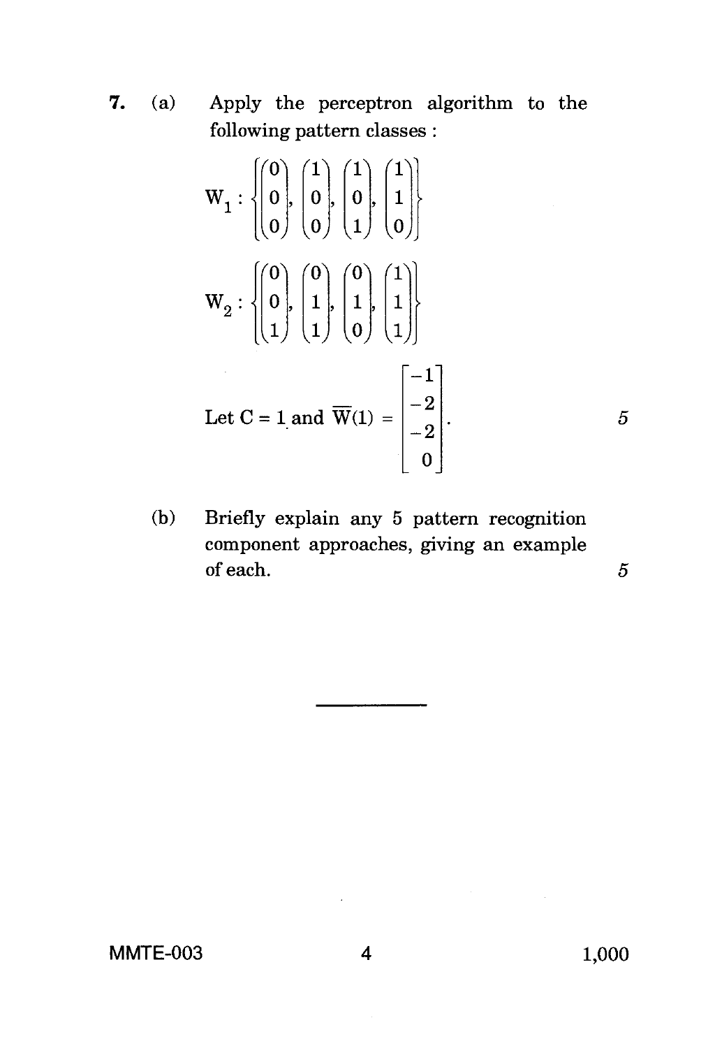7. (a) Apply the perceptron algorithm to the following pattern classes :

$$W_1 : \left\{ \begin{pmatrix} 0 \\ 0 \\ 0 \end{pmatrix}, \begin{pmatrix} 1 \\ 0 \\ 0 \end{pmatrix}, \begin{pmatrix} 1 \\ 0 \\ 1 \end{pmatrix}, \begin{pmatrix} 1 \\ 1 \\ 0 \end{pmatrix} \right\}$$

$$W_2 : \left\{ \begin{pmatrix} 0 \\ 0 \\ 1 \end{pmatrix}, \begin{pmatrix} 0 \\ 1 \\ 1 \end{pmatrix}, \begin{pmatrix} 0 \\ 1 \\ 0 \end{pmatrix}, \begin{pmatrix} 1 \\ 1 \\ 1 \end{pmatrix} \right\}$$

Let $C = 1$ and $\overline{W}(1) = \begin{bmatrix} -1 \\ -2 \\ -2 \\ 0 \end{bmatrix}$. 5

(b) Briefly explain any 5 pattern recognition component approaches, giving an example of each. 5